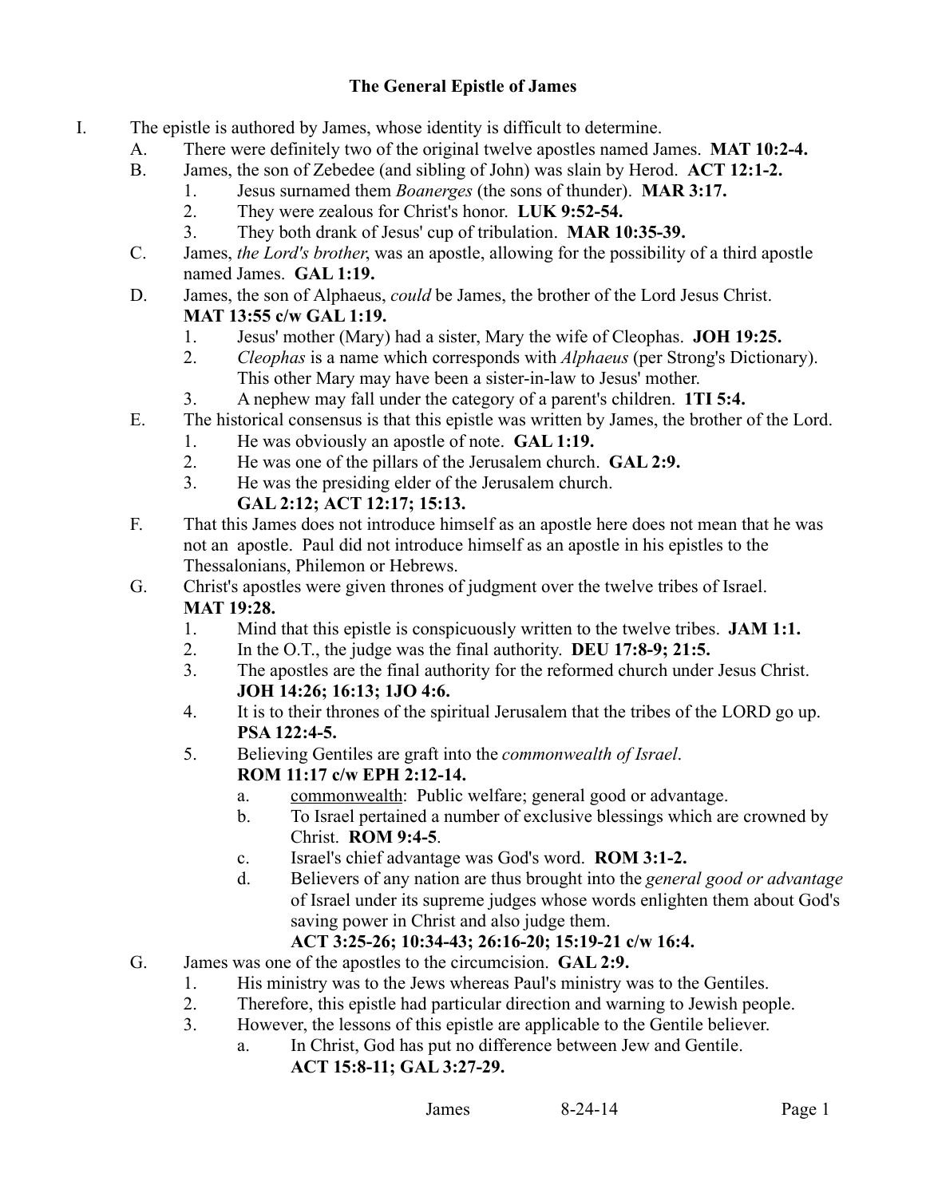# The General Epistle of James

I. The epistle is authored by James, whose identity is difficult to determine.

   A. There were definitely two of the original twelve apostles named James. **MAT 10:2-4.**

   B. James, the son of Zebedee (and sibling of John) was slain by Herod. **ACT 12:1-2.**

      1. Jesus surnamed them *Boanerges* (the sons of thunder). **MAR 3:17.**
      2. They were zealous for Christ's honor. **LUK 9:52-54.**
      3. They both drank of Jesus' cup of tribulation. **MAR 10:35-39.**

   C. James, *the Lord's brother*, was an apostle, allowing for the possibility of a third apostle named James. **GAL 1:19.**

   D. James, the son of Alphaeus, *could* be James, the brother of the Lord Jesus Christ. **MAT 13:55 c/w GAL 1:19.**

      1. Jesus' mother (Mary) had a sister, Mary the wife of Cleophas. **JOH 19:25.**
      2. *Cleophas* is a name which corresponds with *Alphaeus* (per Strong's Dictionary). This other Mary may have been a sister-in-law to Jesus' mother.
      3. A nephew may fall under the category of a parent's children. **1TI 5:4.**

   E. The historical consensus is that this epistle was written by James, the brother of the Lord.

      1. He was obviously an apostle of note. **GAL 1:19.**
      2. He was one of the pillars of the Jerusalem church. **GAL 2:9.**
      3. He was the presiding elder of the Jerusalem church. **GAL 2:12; ACT 12:17; 15:13.**

   F. That this James does not introduce himself as an apostle here does not mean that he was not an apostle. Paul did not introduce himself as an apostle in his epistles to the Thessalonians, Philemon or Hebrews.

   G. Christ's apostles were given thrones of judgment over the twelve tribes of Israel. **MAT 19:28.**

      1. Mind that this epistle is conspicuously written to the twelve tribes. **JAM 1:1.**
      2. In the O.T., the judge was the final authority. **DEU 17:8-9; 21:5.**
      3. The apostles are the final authority for the reformed church under Jesus Christ. **JOH 14:26; 16:13; 1JO 4:6.**
      4. It is to their thrones of the spiritual Jerusalem that the tribes of the LORD go up. **PSA 122:4-5.**
      5. Believing Gentiles are graft into the *commonwealth of Israel*. **ROM 11:17 c/w EPH 2:12-14.**

         a. <u>commonwealth</u>: Public welfare; general good or advantage.
         b. To Israel pertained a number of exclusive blessings which are crowned by Christ. **ROM 9:4-5**.
         c. Israel's chief advantage was God's word. **ROM 3:1-2.**
         d. Believers of any nation are thus brought into the *general good or advantage* of Israel under its supreme judges whose words enlighten them about God's saving power in Christ and also judge them. **ACT 3:25-26; 10:34-43; 26:16-20; 15:19-21 c/w 16:4.**

   G. James was one of the apostles to the circumcision. **GAL 2:9.**

      1. His ministry was to the Jews whereas Paul's ministry was to the Gentiles.
      2. Therefore, this epistle had particular direction and warning to Jewish people.
      3. However, the lessons of this epistle are applicable to the Gentile believer.

         a. In Christ, God has put no difference between Jew and Gentile. **ACT 15:8-11; GAL 3:27-29.**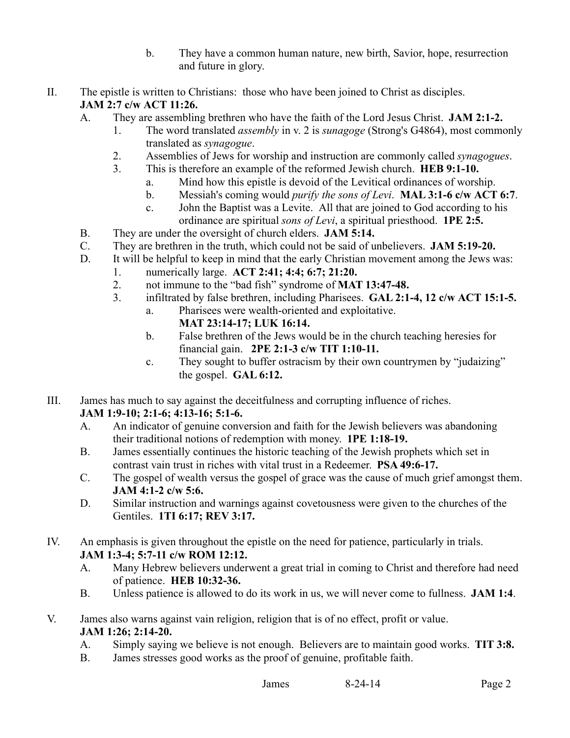b. They have a common human nature, new birth, Savior, hope, resurrection and future in glory.

II. The epistle is written to Christians: those who have been joined to Christ as disciples. **JAM 2:7 c/w ACT 11:26.**
   A. They are assembling brethren who have the faith of the Lord Jesus Christ. **JAM 2:1-2.**
      1. The word translated *assembly* in v. 2 is *sunagoge* (Strong's G4864), most commonly translated as *synagogue*.
      2. Assemblies of Jews for worship and instruction are commonly called *synagogues*.
      3. This is therefore an example of the reformed Jewish church. **HEB 9:1-10.**
         a. Mind how this epistle is devoid of the Levitical ordinances of worship.
         b. Messiah's coming would *purify the sons of Levi*. **MAL 3:1-6 c/w ACT 6:7**.
         c. John the Baptist was a Levite. All that are joined to God according to his ordinance are spiritual *sons of Levi*, a spiritual priesthood. **1PE 2:5.**
   B. They are under the oversight of church elders. **JAM 5:14.**
   C. They are brethren in the truth, which could not be said of unbelievers. **JAM 5:19-20.**
   D. It will be helpful to keep in mind that the early Christian movement among the Jews was:
      1. numerically large. **ACT 2:41; 4:4; 6:7; 21:20.**
      2. not immune to the "bad fish" syndrome of **MAT 13:47-48.**
      3. infiltrated by false brethren, including Pharisees. **GAL 2:1-4, 12 c/w ACT 15:1-5.**
         a. Pharisees were wealth-oriented and exploitative. **MAT 23:14-17; LUK 16:14.**
         b. False brethren of the Jews would be in the church teaching heresies for financial gain. **2PE 2:1-3 c/w TIT 1:10-11.**
         c. They sought to buffer ostracism by their own countrymen by "judaizing" the gospel. **GAL 6:12.**

III. James has much to say against the deceitfulness and corrupting influence of riches. **JAM 1:9-10; 2:1-6; 4:13-16; 5:1-6.**
   A. An indicator of genuine conversion and faith for the Jewish believers was abandoning their traditional notions of redemption with money. **1PE 1:18-19.**
   B. James essentially continues the historic teaching of the Jewish prophets which set in contrast vain trust in riches with vital trust in a Redeemer. **PSA 49:6-17.**
   C. The gospel of wealth versus the gospel of grace was the cause of much grief amongst them. **JAM 4:1-2 c/w 5:6.**
   D. Similar instruction and warnings against covetousness were given to the churches of the Gentiles. **1TI 6:17; REV 3:17.**

IV. An emphasis is given throughout the epistle on the need for patience, particularly in trials. **JAM 1:3-4; 5:7-11 c/w ROM 12:12.**
   A. Many Hebrew believers underwent a great trial in coming to Christ and therefore had need of patience. **HEB 10:32-36.**
   B. Unless patience is allowed to do its work in us, we will never come to fullness. **JAM 1:4**.

V. James also warns against vain religion, religion that is of no effect, profit or value. **JAM 1:26; 2:14-20.**
   A. Simply saying we believe is not enough. Believers are to maintain good works. **TIT 3:8.**
   B. James stresses good works as the proof of genuine, profitable faith.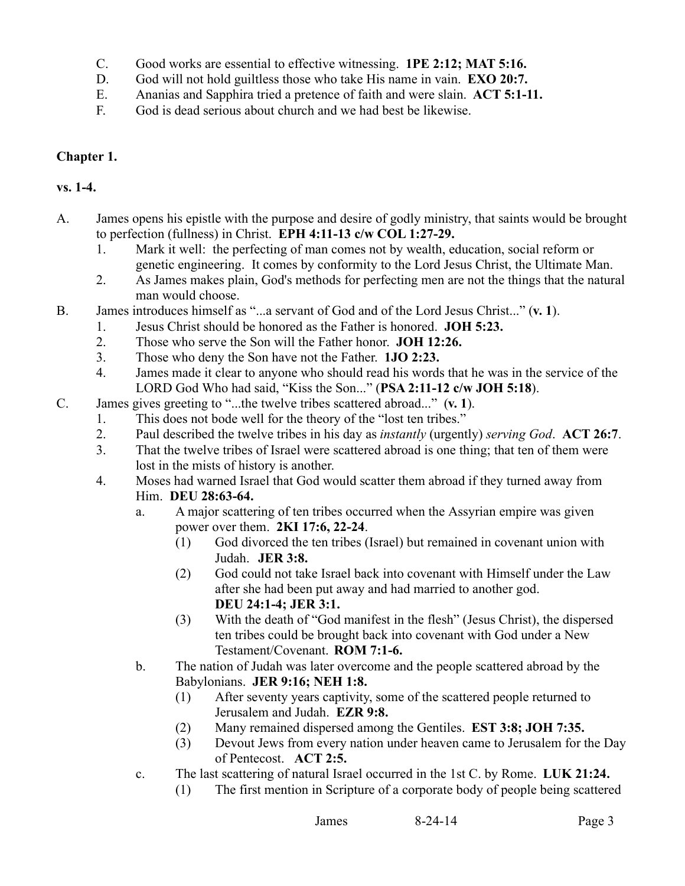C. Good works are essential to effective witnessing. **1PE 2:12; MAT 5:16.**

D. God will not hold guiltless those who take His name in vain. **EXO 20:7.**

E. Ananias and Sapphira tried a pretence of faith and were slain. **ACT 5:1-11.**

F. God is dead serious about church and we had best be likewise.

**Chapter 1.**

**vs. 1-4.**

A. James opens his epistle with the purpose and desire of godly ministry, that saints would be brought to perfection (fullness) in Christ. **EPH 4:11-13 c/w COL 1:27-29.**
   1. Mark it well: the perfecting of man comes not by wealth, education, social reform or genetic engineering. It comes by conformity to the Lord Jesus Christ, the Ultimate Man.
   2. As James makes plain, God's methods for perfecting men are not the things that the natural man would choose.

B. James introduces himself as "...a servant of God and of the Lord Jesus Christ..." (**v. 1**).
   1. Jesus Christ should be honored as the Father is honored. **JOH 5:23.**
   2. Those who serve the Son will the Father honor. **JOH 12:26.**
   3. Those who deny the Son have not the Father. **1JO 2:23.**
   4. James made it clear to anyone who should read his words that he was in the service of the LORD God Who had said, "Kiss the Son..." (**PSA 2:11-12 c/w JOH 5:18**).

C. James gives greeting to "...the twelve tribes scattered abroad..." (**v. 1**).
   1. This does not bode well for the theory of the "lost ten tribes."
   2. Paul described the twelve tribes in his day as *instantly* (urgently) *serving God*. **ACT 26:7**.
   3. That the twelve tribes of Israel were scattered abroad is one thing; that ten of them were lost in the mists of history is another.
   4. Moses had warned Israel that God would scatter them abroad if they turned away from Him. **DEU 28:63-64.**
      a. A major scattering of ten tribes occurred when the Assyrian empire was given power over them. **2KI 17:6, 22-24**.
         (1) God divorced the ten tribes (Israel) but remained in covenant union with Judah. **JER 3:8.**
         (2) God could not take Israel back into covenant with Himself under the Law after she had been put away and had married to another god. **DEU 24:1-4; JER 3:1.**
         (3) With the death of "God manifest in the flesh" (Jesus Christ), the dispersed ten tribes could be brought back into covenant with God under a New Testament/Covenant. **ROM 7:1-6.**
      b. The nation of Judah was later overcome and the people scattered abroad by the Babylonians. **JER 9:16; NEH 1:8.**
         (1) After seventy years captivity, some of the scattered people returned to Jerusalem and Judah. **EZR 9:8.**
         (2) Many remained dispersed among the Gentiles. **EST 3:8; JOH 7:35.**
         (3) Devout Jews from every nation under heaven came to Jerusalem for the Day of Pentecost. **ACT 2:5.**
      c. The last scattering of natural Israel occurred in the 1st C. by Rome. **LUK 21:24.**
         (1) The first mention in Scripture of a corporate body of people being scattered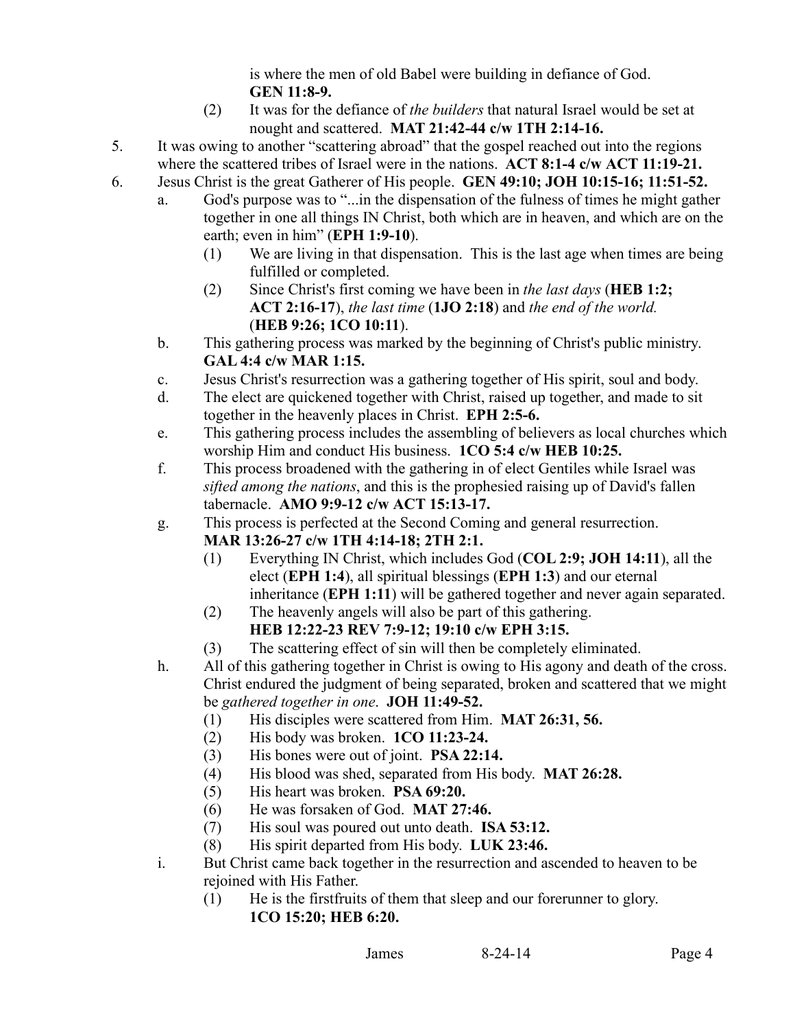is where the men of old Babel were building in defiance of God. **GEN 11:8-9.**

(2) It was for the defiance of *the builders* that natural Israel would be set at nought and scattered. **MAT 21:42-44 c/w 1TH 2:14-16.**

5. It was owing to another "scattering abroad" that the gospel reached out into the regions where the scattered tribes of Israel were in the nations. **ACT 8:1-4 c/w ACT 11:19-21.**

6. Jesus Christ is the great Gatherer of His people. **GEN 49:10; JOH 10:15-16; 11:51-52.**

   a. God's purpose was to "...in the dispensation of the fulness of times he might gather together in one all things IN Christ, both which are in heaven, and which are on the earth; even in him" (**EPH 1:9-10**).

      (1) We are living in that dispensation. This is the last age when times are being fulfilled or completed.

      (2) Since Christ's first coming we have been in *the last days* (**HEB 1:2; ACT 2:16-17**), *the last time* (**1JO 2:18**) and *the end of the world.* (**HEB 9:26; 1CO 10:11**).

   b. This gathering process was marked by the beginning of Christ's public ministry. **GAL 4:4 c/w MAR 1:15.**

   c. Jesus Christ's resurrection was a gathering together of His spirit, soul and body.

   d. The elect are quickened together with Christ, raised up together, and made to sit together in the heavenly places in Christ. **EPH 2:5-6.**

   e. This gathering process includes the assembling of believers as local churches which worship Him and conduct His business. **1CO 5:4 c/w HEB 10:25.**

   f. This process broadened with the gathering in of elect Gentiles while Israel was *sifted among the nations*, and this is the prophesied raising up of David's fallen tabernacle. **AMO 9:9-12 c/w ACT 15:13-17.**

   g. This process is perfected at the Second Coming and general resurrection. **MAR 13:26-27 c/w 1TH 4:14-18; 2TH 2:1.**

      (1) Everything IN Christ, which includes God (**COL 2:9; JOH 14:11**), all the elect (**EPH 1:4**), all spiritual blessings (**EPH 1:3**) and our eternal inheritance (**EPH 1:11**) will be gathered together and never again separated.

      (2) The heavenly angels will also be part of this gathering. **HEB 12:22-23 REV 7:9-12; 19:10 c/w EPH 3:15.**

      (3) The scattering effect of sin will then be completely eliminated.

   h. All of this gathering together in Christ is owing to His agony and death of the cross. Christ endured the judgment of being separated, broken and scattered that we might be *gathered together in one*. **JOH 11:49-52.**

      (1) His disciples were scattered from Him. **MAT 26:31, 56.**

      (2) His body was broken. **1CO 11:23-24.**

      (3) His bones were out of joint. **PSA 22:14.**

      (4) His blood was shed, separated from His body. **MAT 26:28.**

      (5) His heart was broken. **PSA 69:20.**

      (6) He was forsaken of God. **MAT 27:46.**

      (7) His soul was poured out unto death. **ISA 53:12.**

      (8) His spirit departed from His body. **LUK 23:46.**

   i. But Christ came back together in the resurrection and ascended to heaven to be rejoined with His Father.

      (1) He is the firstfruits of them that sleep and our forerunner to glory. **1CO 15:20; HEB 6:20.**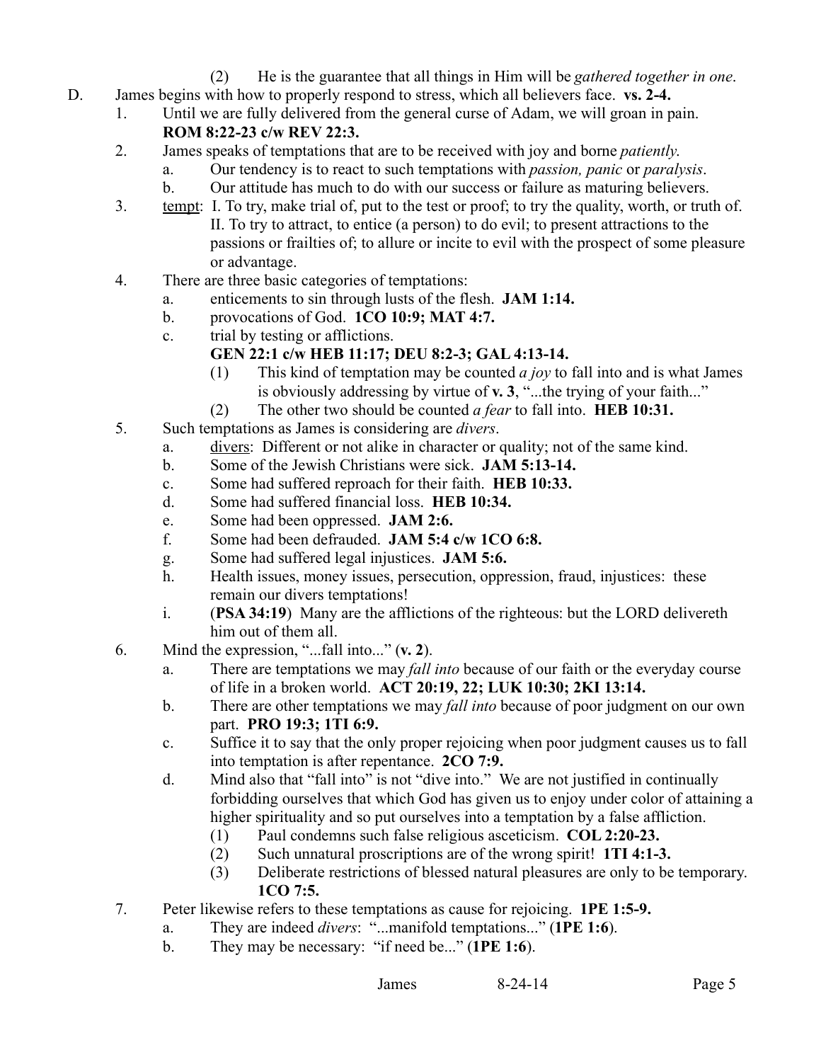(2) He is the guarantee that all things in Him will be *gathered together in one*.

D. James begins with how to properly respond to stress, which all believers face. **vs. 2-4.**

1. Until we are fully delivered from the general curse of Adam, we will groan in pain. **ROM 8:22-23 c/w REV 22:3.**
2. James speaks of temptations that are to be received with joy and borne *patiently.*
   a. Our tendency is to react to such temptations with *passion, panic* or *paralysis*.
   b. Our attitude has much to do with our success or failure as maturing believers.
3. tempt: I. To try, make trial of, put to the test or proof; to try the quality, worth, or truth of. II. To try to attract, to entice (a person) to do evil; to present attractions to the passions or frailties of; to allure or incite to evil with the prospect of some pleasure or advantage.
4. There are three basic categories of temptations:
   a. enticements to sin through lusts of the flesh. **JAM 1:14.**
   b. provocations of God. **1CO 10:9; MAT 4:7.**
   c. trial by testing or afflictions. **GEN 22:1 c/w HEB 11:17; DEU 8:2-3; GAL 4:13-14.**
      (1) This kind of temptation may be counted *a joy* to fall into and is what James is obviously addressing by virtue of **v. 3**, "...the trying of your faith..."
      (2) The other two should be counted *a fear* to fall into. **HEB 10:31.**
5. Such temptations as James is considering are *divers*.
   a. divers: Different or not alike in character or quality; not of the same kind.
   b. Some of the Jewish Christians were sick. **JAM 5:13-14.**
   c. Some had suffered reproach for their faith. **HEB 10:33.**
   d. Some had suffered financial loss. **HEB 10:34.**
   e. Some had been oppressed. **JAM 2:6.**
   f. Some had been defrauded. **JAM 5:4 c/w 1CO 6:8.**
   g. Some had suffered legal injustices. **JAM 5:6.**
   h. Health issues, money issues, persecution, oppression, fraud, injustices: these remain our divers temptations!
   i. (**PSA 34:19**) Many are the afflictions of the righteous: but the LORD delivereth him out of them all.
6. Mind the expression, "...fall into..." (**v. 2**).
   a. There are temptations we may *fall into* because of our faith or the everyday course of life in a broken world. **ACT 20:19, 22; LUK 10:30; 2KI 13:14.**
   b. There are other temptations we may *fall into* because of poor judgment on our own part. **PRO 19:3; 1TI 6:9.**
   c. Suffice it to say that the only proper rejoicing when poor judgment causes us to fall into temptation is after repentance. **2CO 7:9.**
   d. Mind also that "fall into" is not "dive into." We are not justified in continually forbidding ourselves that which God has given us to enjoy under color of attaining a higher spirituality and so put ourselves into a temptation by a false affliction.
      (1) Paul condemns such false religious asceticism. **COL 2:20-23.**
      (2) Such unnatural proscriptions are of the wrong spirit! **1TI 4:1-3.**
      (3) Deliberate restrictions of blessed natural pleasures are only to be temporary. **1CO 7:5.**
7. Peter likewise refers to these temptations as cause for rejoicing. **1PE 1:5-9.**
   a. They are indeed *divers*: "...manifold temptations..." (**1PE 1:6**).
   b. They may be necessary: "if need be..." (**1PE 1:6**).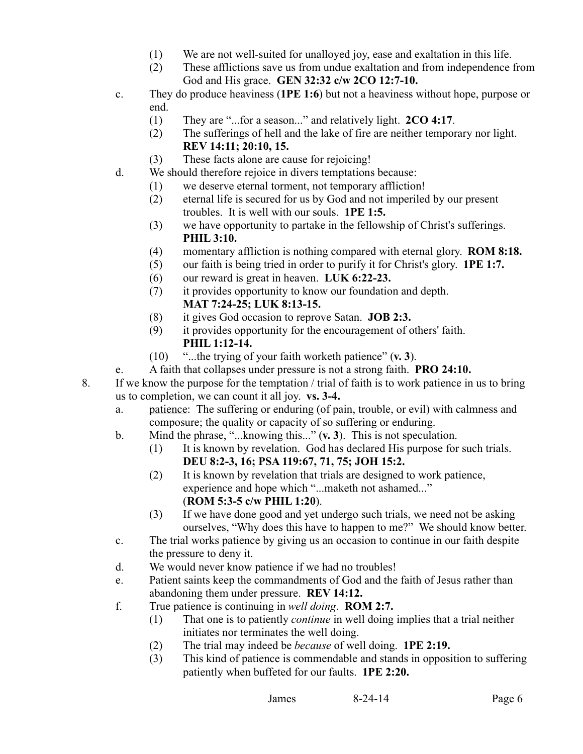(1) We are not well-suited for unalloyed joy, ease and exaltation in this life.

(2) These afflictions save us from undue exaltation and from independence from God and His grace. **GEN 32:32 c/w 2CO 12:7-10.**

c. They do produce heaviness (**1PE 1:6**) but not a heaviness without hope, purpose or end.

(1) They are "...for a season..." and relatively light. **2CO 4:17**.

(2) The sufferings of hell and the lake of fire are neither temporary nor light. **REV 14:11; 20:10, 15.**

(3) These facts alone are cause for rejoicing!

d. We should therefore rejoice in divers temptations because:

(1) we deserve eternal torment, not temporary affliction!

(2) eternal life is secured for us by God and not imperiled by our present troubles. It is well with our souls. **1PE 1:5.**

(3) we have opportunity to partake in the fellowship of Christ's sufferings. **PHIL 3:10.**

(4) momentary affliction is nothing compared with eternal glory. **ROM 8:18.**

(5) our faith is being tried in order to purify it for Christ's glory. **1PE 1:7.**

(6) our reward is great in heaven. **LUK 6:22-23.**

(7) it provides opportunity to know our foundation and depth. **MAT 7:24-25; LUK 8:13-15.**

(8) it gives God occasion to reprove Satan. **JOB 2:3.**

(9) it provides opportunity for the encouragement of others' faith. **PHIL 1:12-14.**

(10) "...the trying of your faith worketh patience" (**v. 3**).

e. A faith that collapses under pressure is not a strong faith. **PRO 24:10.**

8. If we know the purpose for the temptation / trial of faith is to work patience in us to bring us to completion, we can count it all joy. **vs. 3-4.**

a. <u>patience</u>: The suffering or enduring (of pain, trouble, or evil) with calmness and composure; the quality or capacity of so suffering or enduring.

b. Mind the phrase, "...knowing this..." (**v. 3**). This is not speculation.

(1) It is known by revelation. God has declared His purpose for such trials. **DEU 8:2-3, 16; PSA 119:67, 71, 75; JOH 15:2.**

(2) It is known by revelation that trials are designed to work patience, experience and hope which "...maketh not ashamed..." (**ROM 5:3-5 c/w PHIL 1:20**).

(3) If we have done good and yet undergo such trials, we need not be asking ourselves, "Why does this have to happen to me?" We should know better.

c. The trial works patience by giving us an occasion to continue in our faith despite the pressure to deny it.

d. We would never know patience if we had no troubles!

e. Patient saints keep the commandments of God and the faith of Jesus rather than abandoning them under pressure. **REV 14:12.**

f. True patience is continuing in *well doing*. **ROM 2:7.**

(1) That one is to patiently *continue* in well doing implies that a trial neither initiates nor terminates the well doing.

(2) The trial may indeed be *because* of well doing. **1PE 2:19.**

(3) This kind of patience is commendable and stands in opposition to suffering patiently when buffeted for our faults. **1PE 2:20.**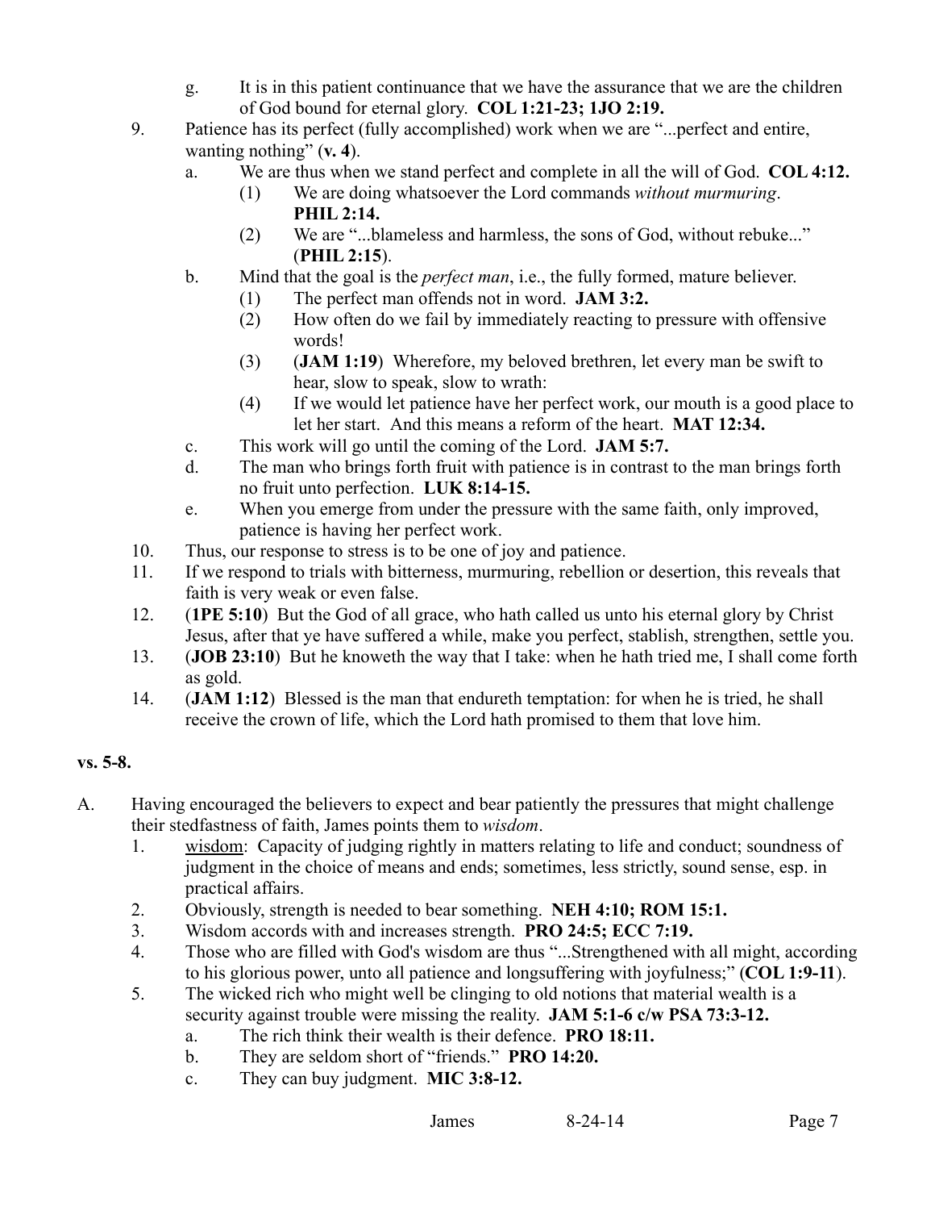g. It is in this patient continuance that we have the assurance that we are the children of God bound for eternal glory. **COL 1:21-23; 1JO 2:19.**

9. Patience has its perfect (fully accomplished) work when we are "...perfect and entire, wanting nothing" (**v. 4**).
   a. We are thus when we stand perfect and complete in all the will of God. **COL 4:12.**
      (1) We are doing whatsoever the Lord commands *without murmuring*. **PHIL 2:14.**
      (2) We are "...blameless and harmless, the sons of God, without rebuke..." (**PHIL 2:15**).
   b. Mind that the goal is the *perfect man*, i.e., the fully formed, mature believer.
      (1) The perfect man offends not in word. **JAM 3:2.**
      (2) How often do we fail by immediately reacting to pressure with offensive words!
      (3) (**JAM 1:19**) Wherefore, my beloved brethren, let every man be swift to hear, slow to speak, slow to wrath:
      (4) If we would let patience have her perfect work, our mouth is a good place to let her start. And this means a reform of the heart. **MAT 12:34.**
   c. This work will go until the coming of the Lord. **JAM 5:7.**
   d. The man who brings forth fruit with patience is in contrast to the man brings forth no fruit unto perfection. **LUK 8:14-15.**
   e. When you emerge from under the pressure with the same faith, only improved, patience is having her perfect work.

10. Thus, our response to stress is to be one of joy and patience.

11. If we respond to trials with bitterness, murmuring, rebellion or desertion, this reveals that faith is very weak or even false.

12. (**1PE 5:10**) But the God of all grace, who hath called us unto his eternal glory by Christ Jesus, after that ye have suffered a while, make you perfect, stablish, strengthen, settle you.

13. (**JOB 23:10**) But he knoweth the way that I take: when he hath tried me, I shall come forth as gold.

14. (**JAM 1:12**) Blessed is the man that endureth temptation: for when he is tried, he shall receive the crown of life, which the Lord hath promised to them that love him.

**vs. 5-8.**

A. Having encouraged the believers to expect and bear patiently the pressures that might challenge their stedfastness of faith, James points them to *wisdom*.
   1. wisdom: Capacity of judging rightly in matters relating to life and conduct; soundness of judgment in the choice of means and ends; sometimes, less strictly, sound sense, esp. in practical affairs.
   2. Obviously, strength is needed to bear something. **NEH 4:10; ROM 15:1.**
   3. Wisdom accords with and increases strength. **PRO 24:5; ECC 7:19.**
   4. Those who are filled with God's wisdom are thus "...Strengthened with all might, according to his glorious power, unto all patience and longsuffering with joyfulness;" (**COL 1:9-11**).
   5. The wicked rich who might well be clinging to old notions that material wealth is a security against trouble were missing the reality. **JAM 5:1-6 c/w PSA 73:3-12.**
      a. The rich think their wealth is their defence. **PRO 18:11.**
      b. They are seldom short of "friends." **PRO 14:20.**
      c. They can buy judgment. **MIC 3:8-12.**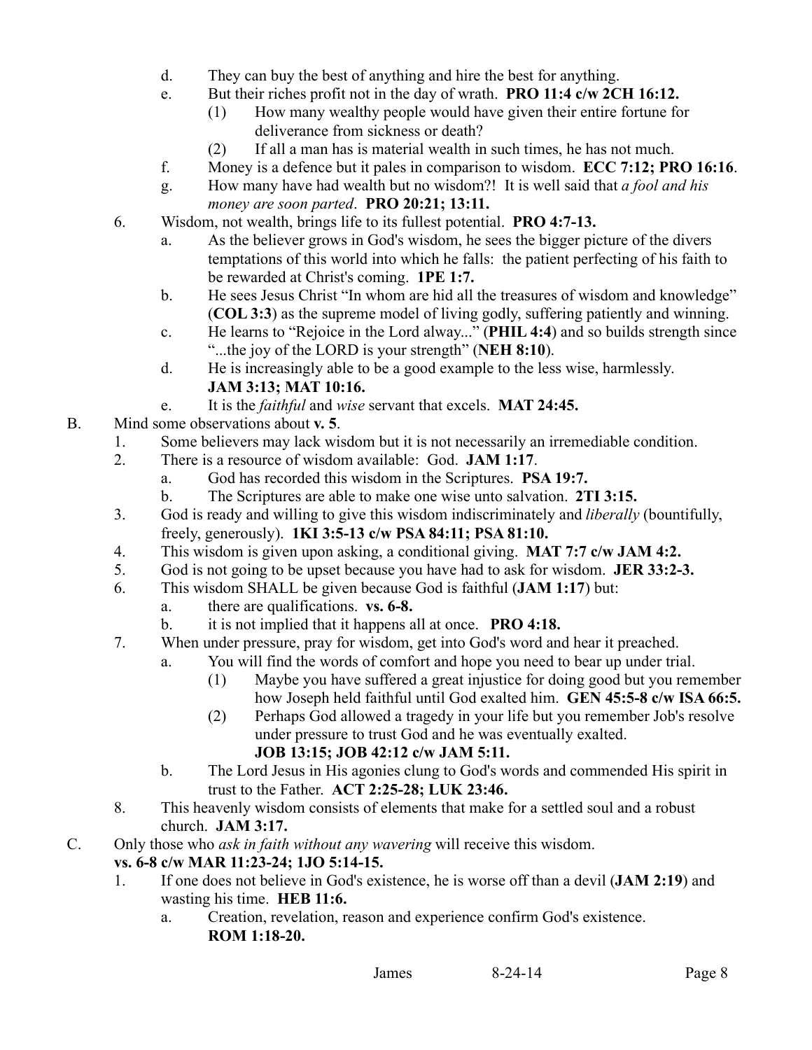d. They can buy the best of anything and hire the best for anything.

e. But their riches profit not in the day of wrath. **PRO 11:4 c/w 2CH 16:12.**

(1) How many wealthy people would have given their entire fortune for deliverance from sickness or death?

(2) If all a man has is material wealth in such times, he has not much.

f. Money is a defence but it pales in comparison to wisdom. **ECC 7:12; PRO 16:16**.

g. How many have had wealth but no wisdom?! It is well said that *a fool and his money are soon parted*. **PRO 20:21; 13:11.**

6. Wisdom, not wealth, brings life to its fullest potential. **PRO 4:7-13.**

a. As the believer grows in God's wisdom, he sees the bigger picture of the divers temptations of this world into which he falls: the patient perfecting of his faith to be rewarded at Christ's coming. **1PE 1:7.**

b. He sees Jesus Christ "In whom are hid all the treasures of wisdom and knowledge" (**COL 3:3**) as the supreme model of living godly, suffering patiently and winning.

c. He learns to "Rejoice in the Lord alway..." (**PHIL 4:4**) and so builds strength since "...the joy of the LORD is your strength" (**NEH 8:10**).

d. He is increasingly able to be a good example to the less wise, harmlessly. **JAM 3:13; MAT 10:16.**

e. It is the *faithful* and *wise* servant that excels. **MAT 24:45.**

B. Mind some observations about **v. 5**.

1. Some believers may lack wisdom but it is not necessarily an irremediable condition.

2. There is a resource of wisdom available: God. **JAM 1:17**.

a. God has recorded this wisdom in the Scriptures. **PSA 19:7.**

b. The Scriptures are able to make one wise unto salvation. **2TI 3:15.**

3. God is ready and willing to give this wisdom indiscriminately and *liberally* (bountifully, freely, generously). **1KI 3:5-13 c/w PSA 84:11; PSA 81:10.**

4. This wisdom is given upon asking, a conditional giving. **MAT 7:7 c/w JAM 4:2.**

5. God is not going to be upset because you have had to ask for wisdom. **JER 33:2-3.**

6. This wisdom SHALL be given because God is faithful (**JAM 1:17**) but:

a. there are qualifications. **vs. 6-8.**

b. it is not implied that it happens all at once. **PRO 4:18.**

7. When under pressure, pray for wisdom, get into God's word and hear it preached.

a. You will find the words of comfort and hope you need to bear up under trial.

(1) Maybe you have suffered a great injustice for doing good but you remember how Joseph held faithful until God exalted him. **GEN 45:5-8 c/w ISA 66:5.**

(2) Perhaps God allowed a tragedy in your life but you remember Job's resolve under pressure to trust God and he was eventually exalted. **JOB 13:15; JOB 42:12 c/w JAM 5:11.**

b. The Lord Jesus in His agonies clung to God's words and commended His spirit in trust to the Father. **ACT 2:25-28; LUK 23:46.**

8. This heavenly wisdom consists of elements that make for a settled soul and a robust church. **JAM 3:17.**

C. Only those who *ask in faith without any wavering* will receive this wisdom. **vs. 6-8 c/w MAR 11:23-24; 1JO 5:14-15.**

1. If one does not believe in God's existence, he is worse off than a devil (**JAM 2:19**) and wasting his time. **HEB 11:6.**

a. Creation, revelation, reason and experience confirm God's existence. **ROM 1:18-20.**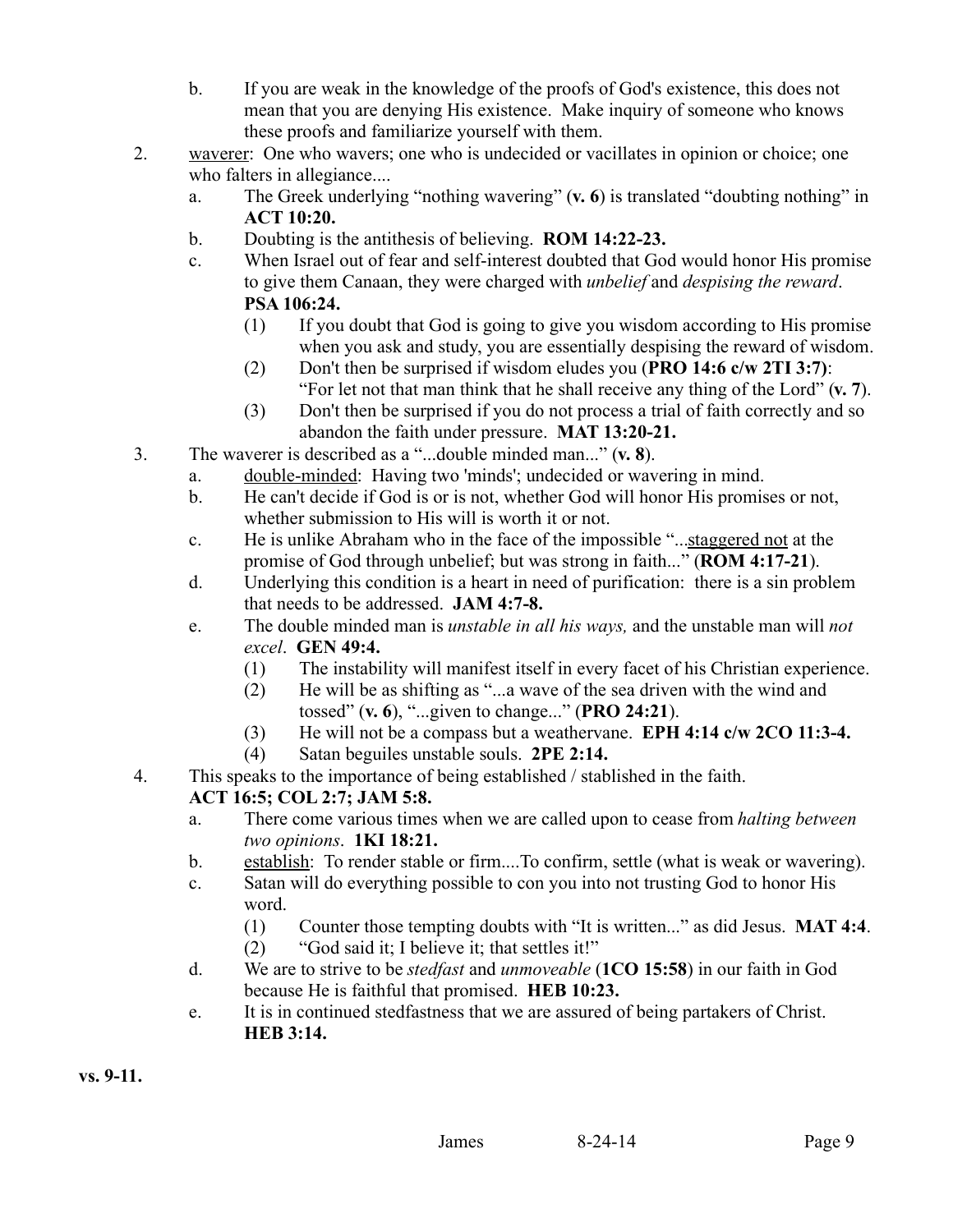b. If you are weak in the knowledge of the proofs of God's existence, this does not mean that you are denying His existence. Make inquiry of someone who knows these proofs and familiarize yourself with them.

2. waverer: One who wavers; one who is undecided or vacillates in opinion or choice; one who falters in allegiance....
   a. The Greek underlying "nothing wavering" (**v. 6**) is translated "doubting nothing" in **ACT 10:20.**
   b. Doubting is the antithesis of believing. **ROM 14:22-23.**
   c. When Israel out of fear and self-interest doubted that God would honor His promise to give them Canaan, they were charged with *unbelief* and *despising the reward*. **PSA 106:24.**
      (1) If you doubt that God is going to give you wisdom according to His promise when you ask and study, you are essentially despising the reward of wisdom.
      (2) Don't then be surprised if wisdom eludes you (**PRO 14:6 c/w 2TI 3:7)**: "For let not that man think that he shall receive any thing of the Lord" (**v. 7**).
      (3) Don't then be surprised if you do not process a trial of faith correctly and so abandon the faith under pressure. **MAT 13:20-21.**

3. The waverer is described as a "...double minded man..." (**v. 8**).
   a. double-minded: Having two 'minds'; undecided or wavering in mind.
   b. He can't decide if God is or is not, whether God will honor His promises or not, whether submission to His will is worth it or not.
   c. He is unlike Abraham who in the face of the impossible "...staggered not at the promise of God through unbelief; but was strong in faith..." (**ROM 4:17-21**).
   d. Underlying this condition is a heart in need of purification: there is a sin problem that needs to be addressed. **JAM 4:7-8.**
   e. The double minded man is *unstable in all his ways,* and the unstable man will *not excel*. **GEN 49:4.**
      (1) The instability will manifest itself in every facet of his Christian experience.
      (2) He will be as shifting as "...a wave of the sea driven with the wind and tossed" (**v. 6**), "...given to change..." (**PRO 24:21**).
      (3) He will not be a compass but a weathervane. **EPH 4:14 c/w 2CO 11:3-4.**
      (4) Satan beguiles unstable souls. **2PE 2:14.**

4. This speaks to the importance of being established / stablished in the faith. **ACT 16:5; COL 2:7; JAM 5:8.**
   a. There come various times when we are called upon to cease from *halting between two opinions*. **1KI 18:21.**
   b. establish: To render stable or firm....To confirm, settle (what is weak or wavering).
   c. Satan will do everything possible to con you into not trusting God to honor His word.
      (1) Counter those tempting doubts with "It is written..." as did Jesus. **MAT 4:4**.
      (2) "God said it; I believe it; that settles it!"
   d. We are to strive to be *stedfast* and *unmoveable* (**1CO 15:58**) in our faith in God because He is faithful that promised. **HEB 10:23.**
   e. It is in continued stedfastness that we are assured of being partakers of Christ. **HEB 3:14.**

**vs. 9-11.**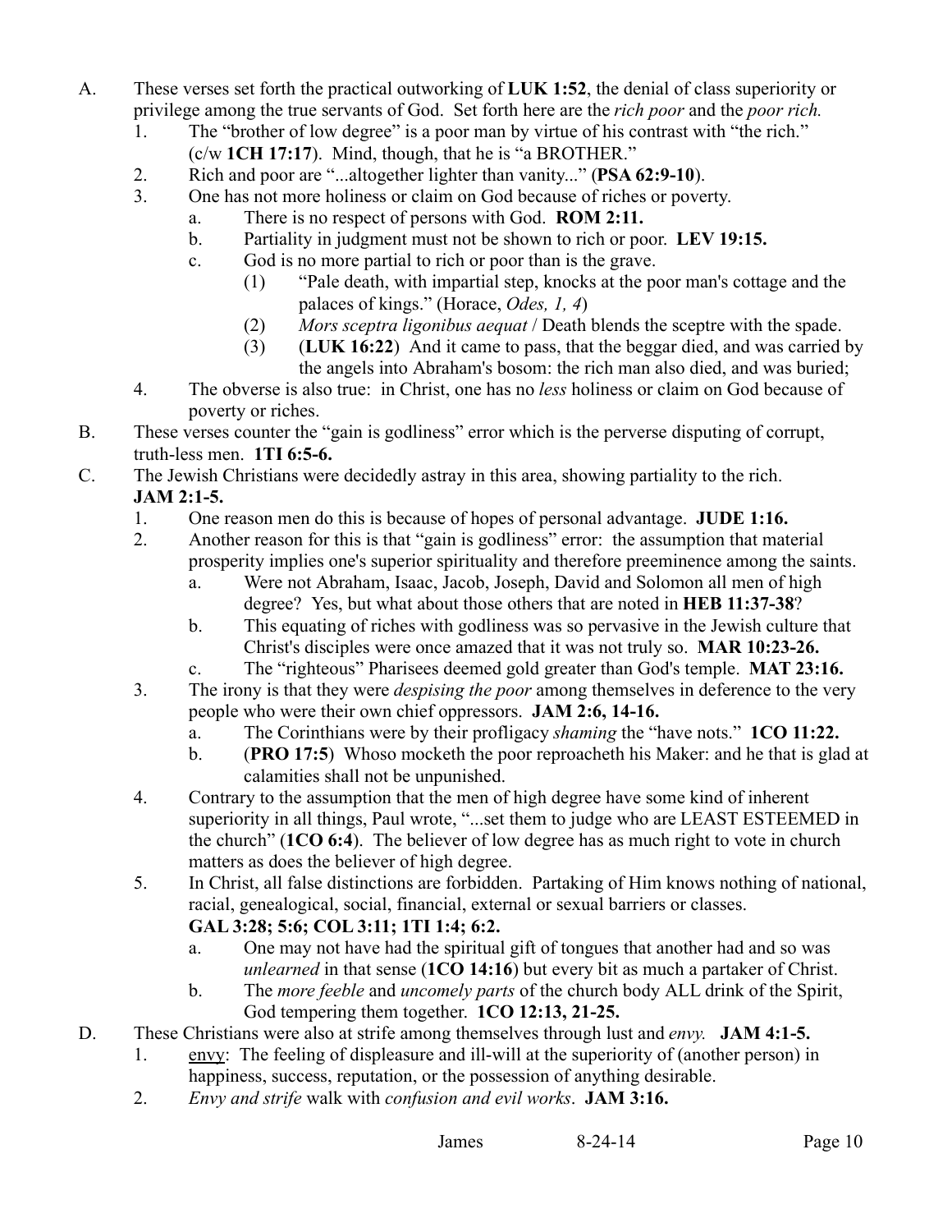A. These verses set forth the practical outworking of **LUK 1:52**, the denial of class superiority or privilege among the true servants of God. Set forth here are the *rich poor* and the *poor rich.*

1. The "brother of low degree" is a poor man by virtue of his contrast with "the rich." (c/w **1CH 17:17**). Mind, though, that he is "a BROTHER."
2. Rich and poor are "...altogether lighter than vanity..." (**PSA 62:9-10**).
3. One has not more holiness or claim on God because of riches or poverty.
   a. There is no respect of persons with God. **ROM 2:11.**
   b. Partiality in judgment must not be shown to rich or poor. **LEV 19:15.**
   c. God is no more partial to rich or poor than is the grave.
      (1) "Pale death, with impartial step, knocks at the poor man's cottage and the palaces of kings." (Horace, *Odes, 1, 4*)
      (2) *Mors sceptra ligonibus aequat* / Death blends the sceptre with the spade.
      (3) (**LUK 16:22**) And it came to pass, that the beggar died, and was carried by the angels into Abraham's bosom: the rich man also died, and was buried;
4. The obverse is also true: in Christ, one has no *less* holiness or claim on God because of poverty or riches.

B. These verses counter the "gain is godliness" error which is the perverse disputing of corrupt, truth-less men. **1TI 6:5-6.**

C. The Jewish Christians were decidedly astray in this area, showing partiality to the rich. **JAM 2:1-5.**

1. One reason men do this is because of hopes of personal advantage. **JUDE 1:16.**
2. Another reason for this is that "gain is godliness" error: the assumption that material prosperity implies one's superior spirituality and therefore preeminence among the saints.
   a. Were not Abraham, Isaac, Jacob, Joseph, David and Solomon all men of high degree? Yes, but what about those others that are noted in **HEB 11:37-38**?
   b. This equating of riches with godliness was so pervasive in the Jewish culture that Christ's disciples were once amazed that it was not truly so. **MAR 10:23-26.**
   c. The "righteous" Pharisees deemed gold greater than God's temple. **MAT 23:16.**
3. The irony is that they were *despising the poor* among themselves in deference to the very people who were their own chief oppressors. **JAM 2:6, 14-16.**
   a. The Corinthians were by their profligacy *shaming* the "have nots." **1CO 11:22.**
   b. (**PRO 17:5**) Whoso mocketh the poor reproacheth his Maker: and he that is glad at calamities shall not be unpunished.
4. Contrary to the assumption that the men of high degree have some kind of inherent superiority in all things, Paul wrote, "...set them to judge who are LEAST ESTEEMED in the church" (**1CO 6:4**). The believer of low degree has as much right to vote in church matters as does the believer of high degree.
5. In Christ, all false distinctions are forbidden. Partaking of Him knows nothing of national, racial, genealogical, social, financial, external or sexual barriers or classes. **GAL 3:28; 5:6; COL 3:11; 1TI 1:4; 6:2.**
   a. One may not have had the spiritual gift of tongues that another had and so was *unlearned* in that sense (**1CO 14:16**) but every bit as much a partaker of Christ.
   b. The *more feeble* and *uncomely parts* of the church body ALL drink of the Spirit, God tempering them together. **1CO 12:13, 21-25.**

D. These Christians were also at strife among themselves through lust and *envy.* **JAM 4:1-5.**

1. envy: The feeling of displeasure and ill-will at the superiority of (another person) in happiness, success, reputation, or the possession of anything desirable.
2. *Envy and strife* walk with *confusion and evil works*. **JAM 3:16.**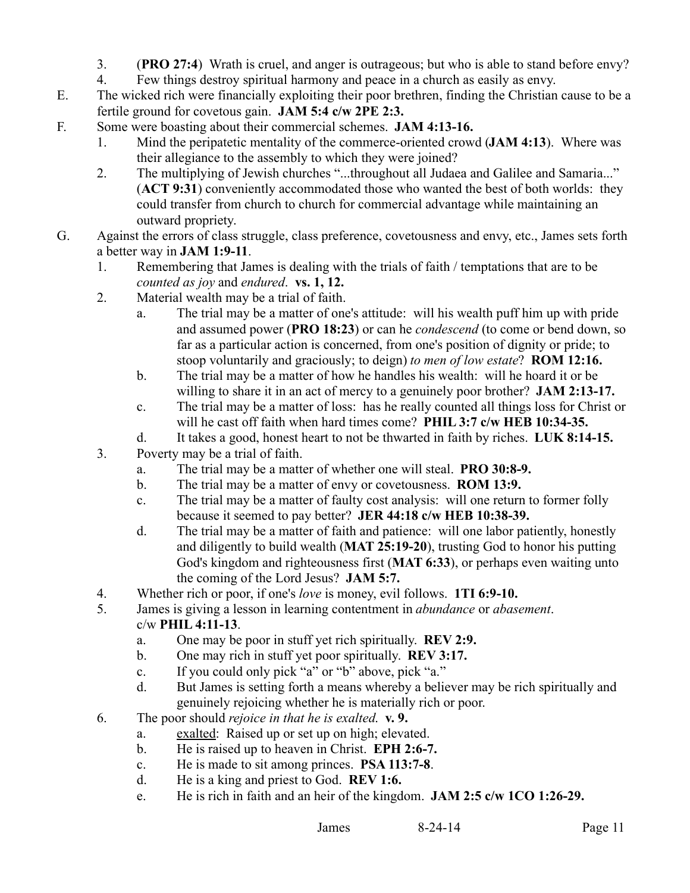3. (**PRO 27:4**) Wrath is cruel, and anger is outrageous; but who is able to stand before envy?
4. Few things destroy spiritual harmony and peace in a church as easily as envy.

E. The wicked rich were financially exploiting their poor brethren, finding the Christian cause to be a fertile ground for covetous gain. **JAM 5:4 c/w 2PE 2:3.**

F. Some were boasting about their commercial schemes. **JAM 4:13-16.**
   1. Mind the peripatetic mentality of the commerce-oriented crowd (**JAM 4:13**). Where was their allegiance to the assembly to which they were joined?
   2. The multiplying of Jewish churches "...throughout all Judaea and Galilee and Samaria..." (**ACT 9:31**) conveniently accommodated those who wanted the best of both worlds: they could transfer from church to church for commercial advantage while maintaining an outward propriety.

G. Against the errors of class struggle, class preference, covetousness and envy, etc., James sets forth a better way in **JAM 1:9-11**.
   1. Remembering that James is dealing with the trials of faith / temptations that are to be *counted as joy* and *endured*. **vs. 1, 12.**
   2. Material wealth may be a trial of faith.
      a. The trial may be a matter of one's attitude: will his wealth puff him up with pride and assumed power (**PRO 18:23**) or can he *condescend* (to come or bend down, so far as a particular action is concerned, from one's position of dignity or pride; to stoop voluntarily and graciously; to deign) *to men of low estate*? **ROM 12:16.**
      b. The trial may be a matter of how he handles his wealth: will he hoard it or be willing to share it in an act of mercy to a genuinely poor brother? **JAM 2:13-17.**
      c. The trial may be a matter of loss: has he really counted all things loss for Christ or will he cast off faith when hard times come? **PHIL 3:7 c/w HEB 10:34-35.**
      d. It takes a good, honest heart to not be thwarted in faith by riches. **LUK 8:14-15.**
   3. Poverty may be a trial of faith.
      a. The trial may be a matter of whether one will steal. **PRO 30:8-9.**
      b. The trial may be a matter of envy or covetousness. **ROM 13:9.**
      c. The trial may be a matter of faulty cost analysis: will one return to former folly because it seemed to pay better? **JER 44:18 c/w HEB 10:38-39.**
      d. The trial may be a matter of faith and patience: will one labor patiently, honestly and diligently to build wealth (**MAT 25:19-20**), trusting God to honor his putting God's kingdom and righteousness first (**MAT 6:33**), or perhaps even waiting unto the coming of the Lord Jesus? **JAM 5:7.**
   4. Whether rich or poor, if one's *love* is money, evil follows. **1TI 6:9-10.**
   5. James is giving a lesson in learning contentment in *abundance* or *abasement*. c/w **PHIL 4:11-13**.
      a. One may be poor in stuff yet rich spiritually. **REV 2:9.**
      b. One may rich in stuff yet poor spiritually. **REV 3:17.**
      c. If you could only pick "a" or "b" above, pick "a."
      d. But James is setting forth a means whereby a believer may be rich spiritually and genuinely rejoicing whether he is materially rich or poor.
   6. The poor should *rejoice in that he is exalted.* **v. 9.**
      a. exalted: Raised up or set up on high; elevated.
      b. He is raised up to heaven in Christ. **EPH 2:6-7.**
      c. He is made to sit among princes. **PSA 113:7-8**.
      d. He is a king and priest to God. **REV 1:6.**
      e. He is rich in faith and an heir of the kingdom. **JAM 2:5 c/w 1CO 1:26-29.**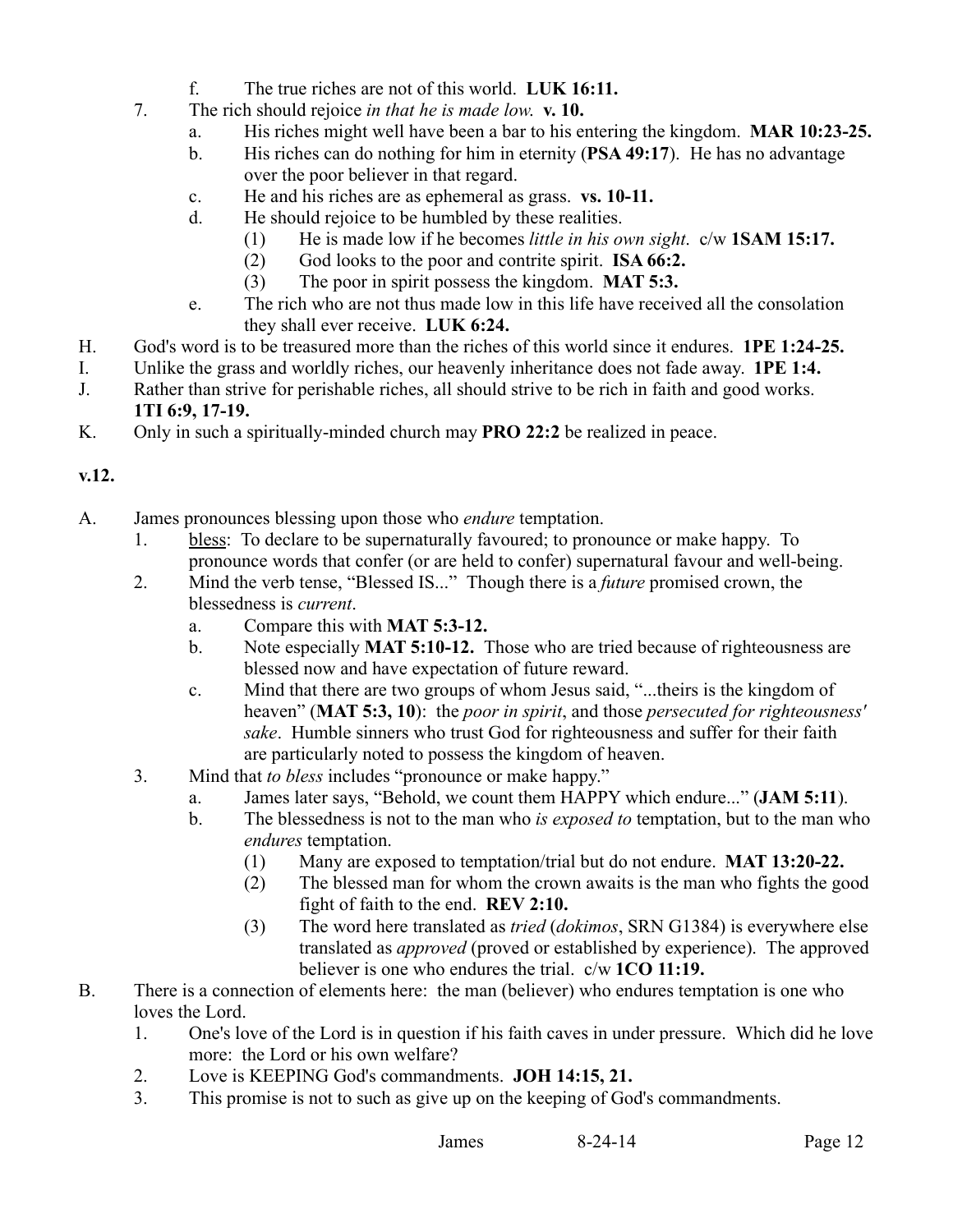f. The true riches are not of this world. **LUK 16:11.**

7. The rich should rejoice *in that he is made low.* **v. 10.**
   a. His riches might well have been a bar to his entering the kingdom. **MAR 10:23-25.**
   b. His riches can do nothing for him in eternity (**PSA 49:17**). He has no advantage over the poor believer in that regard.
   c. He and his riches are as ephemeral as grass. **vs. 10-11.**
   d. He should rejoice to be humbled by these realities.
      (1) He is made low if he becomes *little in his own sight.* c/w **1SAM 15:17.**
      (2) God looks to the poor and contrite spirit. **ISA 66:2.**
      (3) The poor in spirit possess the kingdom. **MAT 5:3.**
   e. The rich who are not thus made low in this life have received all the consolation they shall ever receive. **LUK 6:24.**

H. God's word is to be treasured more than the riches of this world since it endures. **1PE 1:24-25.**

I. Unlike the grass and worldly riches, our heavenly inheritance does not fade away. **1PE 1:4.**

J. Rather than strive for perishable riches, all should strive to be rich in faith and good works. **1TI 6:9, 17-19.**

K. Only in such a spiritually-minded church may **PRO 22:2** be realized in peace.

**v.12.**

A. James pronounces blessing upon those who *endure* temptation.
   1. <u>bless</u>: To declare to be supernaturally favoured; to pronounce or make happy. To pronounce words that confer (or are held to confer) supernatural favour and well-being.
   2. Mind the verb tense, "Blessed IS..." Though there is a *future* promised crown, the blessedness is *current*.
      a. Compare this with **MAT 5:3-12.**
      b. Note especially **MAT 5:10-12.** Those who are tried because of righteousness are blessed now and have expectation of future reward.
      c. Mind that there are two groups of whom Jesus said, "...theirs is the kingdom of heaven" (**MAT 5:3, 10**): the *poor in spirit*, and those *persecuted for righteousness' sake*. Humble sinners who trust God for righteousness and suffer for their faith are particularly noted to possess the kingdom of heaven.
   3. Mind that *to bless* includes "pronounce or make happy."
      a. James later says, "Behold, we count them HAPPY which endure..." (**JAM 5:11**).
      b. The blessedness is not to the man who *is exposed to* temptation, but to the man who *endures* temptation.
         (1) Many are exposed to temptation/trial but do not endure. **MAT 13:20-22.**
         (2) The blessed man for whom the crown awaits is the man who fights the good fight of faith to the end. **REV 2:10.**
         (3) The word here translated as *tried* (*dokimos*, SRN G1384) is everywhere else translated as *approved* (proved or established by experience). The approved believer is one who endures the trial. c/w **1CO 11:19.**

B. There is a connection of elements here: the man (believer) who endures temptation is one who loves the Lord.
   1. One's love of the Lord is in question if his faith caves in under pressure. Which did he love more: the Lord or his own welfare?
   2. Love is KEEPING God's commandments. **JOH 14:15, 21.**
   3. This promise is not to such as give up on the keeping of God's commandments.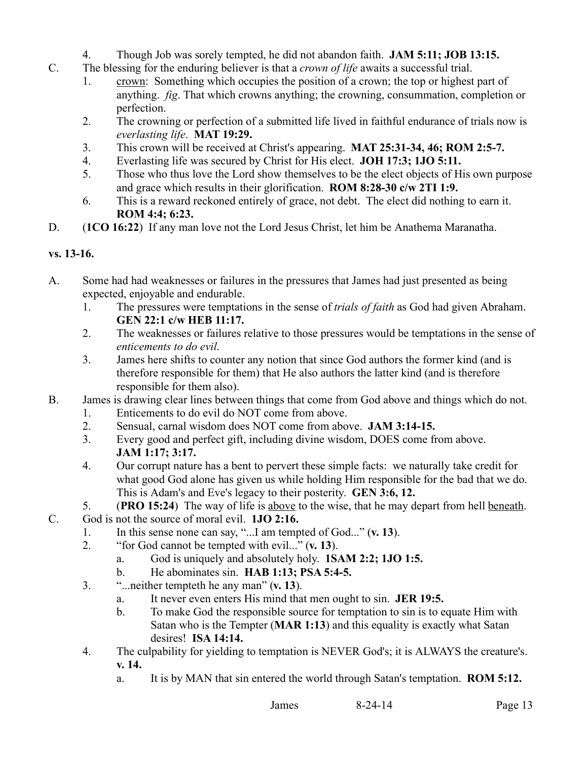4. Though Job was sorely tempted, he did not abandon faith. **JAM 5:11; JOB 13:15.**

C. The blessing for the enduring believer is that a *crown of life* awaits a successful trial.

1. crown: Something which occupies the position of a crown; the top or highest part of anything. *fig*. That which crowns anything; the crowning, consummation, completion or perfection.
2. The crowning or perfection of a submitted life lived in faithful endurance of trials now is *everlasting life*. **MAT 19:29.**
3. This crown will be received at Christ's appearing. **MAT 25:31-34, 46; ROM 2:5-7.**
4. Everlasting life was secured by Christ for His elect. **JOH 17:3; 1JO 5:11.**
5. Those who thus love the Lord show themselves to be the elect objects of His own purpose and grace which results in their glorification. **ROM 8:28-30 c/w 2TI 1:9.**
6. This is a reward reckoned entirely of grace, not debt. The elect did nothing to earn it. **ROM 4:4; 6:23.**

D. (**1CO 16:22**) If any man love not the Lord Jesus Christ, let him be Anathema Maranatha.

**vs. 13-16.**

A. Some had had weaknesses or failures in the pressures that James had just presented as being expected, enjoyable and endurable.

1. The pressures were temptations in the sense of *trials of faith* as God had given Abraham. **GEN 22:1 c/w HEB 11:17.**
2. The weaknesses or failures relative to those pressures would be temptations in the sense of *enticements to do evil*.
3. James here shifts to counter any notion that since God authors the former kind (and is therefore responsible for them) that He also authors the latter kind (and is therefore responsible for them also).

B. James is drawing clear lines between things that come from God above and things which do not.

1. Enticements to do evil do NOT come from above.
2. Sensual, carnal wisdom does NOT come from above. **JAM 3:14-15.**
3. Every good and perfect gift, including divine wisdom, DOES come from above. **JAM 1:17; 3:17.**
4. Our corrupt nature has a bent to pervert these simple facts: we naturally take credit for what good God alone has given us while holding Him responsible for the bad that we do. This is Adam's and Eve's legacy to their posterity. **GEN 3:6, 12.**
5. (**PRO 15:24**) The way of life is above to the wise, that he may depart from hell beneath.

C. God is not the source of moral evil. **1JO 2:16.**

1. In this sense none can say, "...I am tempted of God..." (**v. 13**).
2. "for God cannot be tempted with evil..." (**v. 13**).
   a. God is uniquely and absolutely holy. **1SAM 2:2; 1JO 1:5.**
   b. He abominates sin. **HAB 1:13; PSA 5:4-5.**
3. "...neither tempteth he any man" (**v. 13**).
   a. It never even enters His mind that men ought to sin. **JER 19:5.**
   b. To make God the responsible source for temptation to sin is to equate Him with Satan who is the Tempter (**MAR 1:13**) and this equality is exactly what Satan desires! **ISA 14:14.**
4. The culpability for yielding to temptation is NEVER God's; it is ALWAYS the creature's. **v. 14.**
   a. It is by MAN that sin entered the world through Satan's temptation. **ROM 5:12.**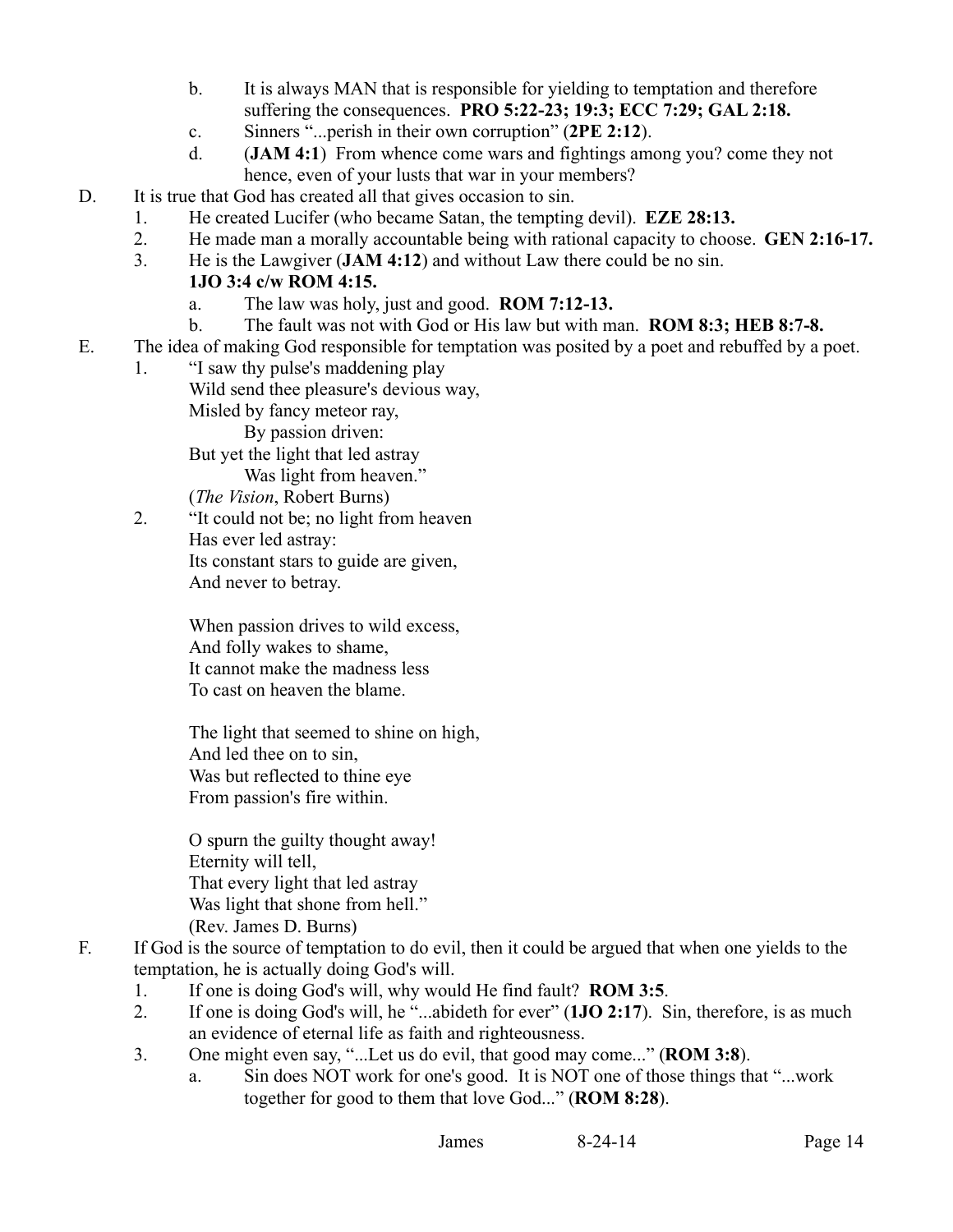b. It is always MAN that is responsible for yielding to temptation and therefore suffering the consequences. **PRO 5:22-23; 19:3; ECC 7:29; GAL 2:18.**
   c. Sinners "...perish in their own corruption" (**2PE 2:12**).
   d. (**JAM 4:1**) From whence come wars and fightings among you? come they not hence, even of your lusts that war in your members?

D. It is true that God has created all that gives occasion to sin.
   1. He created Lucifer (who became Satan, the tempting devil). **EZE 28:13.**
   2. He made man a morally accountable being with rational capacity to choose. **GEN 2:16-17.**
   3. He is the Lawgiver (**JAM 4:12**) and without Law there could be no sin. **1JO 3:4 c/w ROM 4:15.**
      a. The law was holy, just and good. **ROM 7:12-13.**
      b. The fault was not with God or His law but with man. **ROM 8:3; HEB 8:7-8.**

E. The idea of making God responsible for temptation was posited by a poet and rebuffed by a poet.
   1. "I saw thy pulse's maddening play
      Wild send thee pleasure's devious way,
      Misled by fancy meteor ray,
         By passion driven:
      But yet the light that led astray
         Was light from heaven."
      (*The Vision*, Robert Burns)
   2. "It could not be; no light from heaven
      Has ever led astray:
      Its constant stars to guide are given,
      And never to betray.

      When passion drives to wild excess,
      And folly wakes to shame,
      It cannot make the madness less
      To cast on heaven the blame.

      The light that seemed to shine on high,
      And led thee on to sin,
      Was but reflected to thine eye
      From passion's fire within.

      O spurn the guilty thought away!
      Eternity will tell,
      That every light that led astray
      Was light that shone from hell."
      (Rev. James D. Burns)

F. If God is the source of temptation to do evil, then it could be argued that when one yields to the temptation, he is actually doing God's will.
   1. If one is doing God's will, why would He find fault? **ROM 3:5**.
   2. If one is doing God's will, he "...abideth for ever" (**1JO 2:17**). Sin, therefore, is as much an evidence of eternal life as faith and righteousness.
   3. One might even say, "...Let us do evil, that good may come..." (**ROM 3:8**).
      a. Sin does NOT work for one's good. It is NOT one of those things that "...work together for good to them that love God..." (**ROM 8:28**).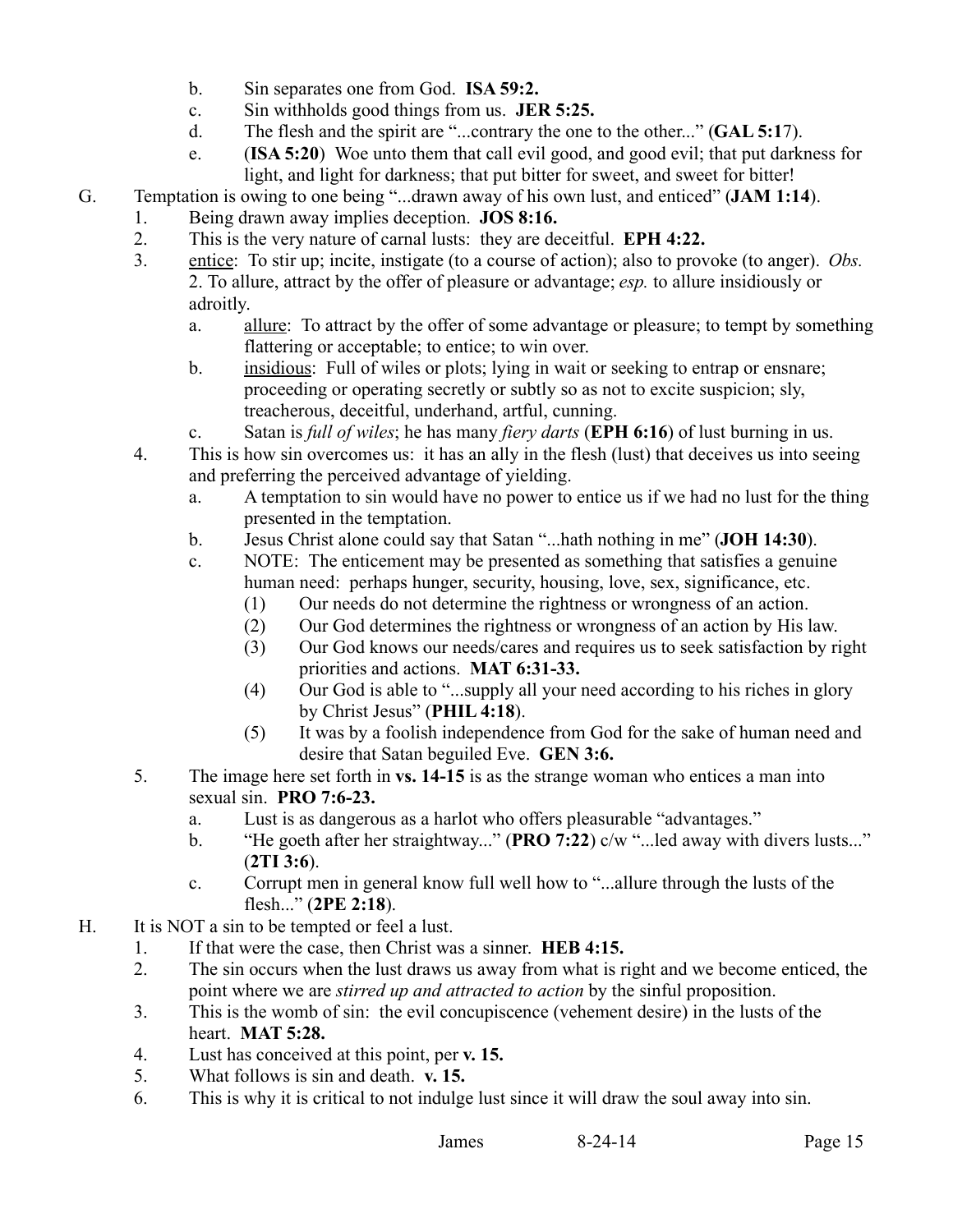b. Sin separates one from God. **ISA 59:2.**

c. Sin withholds good things from us. **JER 5:25.**

d. The flesh and the spirit are "...contrary the one to the other..." (**GAL 5:1**7).

e. (**ISA 5:20**) Woe unto them that call evil good, and good evil; that put darkness for light, and light for darkness; that put bitter for sweet, and sweet for bitter!

G. Temptation is owing to one being "...drawn away of his own lust, and enticed" (**JAM 1:14**).

1. Being drawn away implies deception. **JOS 8:16.**
2. This is the very nature of carnal lusts: they are deceitful. **EPH 4:22.**
3. <u>entice</u>: To stir up; incite, instigate (to a course of action); also to provoke (to anger). *Obs.* 2. To allure, attract by the offer of pleasure or advantage; *esp.* to allure insidiously or adroitly.
   a. <u>allure</u>: To attract by the offer of some advantage or pleasure; to tempt by something flattering or acceptable; to entice; to win over.
   b. <u>insidious</u>: Full of wiles or plots; lying in wait or seeking to entrap or ensnare; proceeding or operating secretly or subtly so as not to excite suspicion; sly, treacherous, deceitful, underhand, artful, cunning.
   c. Satan is *full of wiles*; he has many *fiery darts* (**EPH 6:16**) of lust burning in us.
4. This is how sin overcomes us: it has an ally in the flesh (lust) that deceives us into seeing and preferring the perceived advantage of yielding.
   a. A temptation to sin would have no power to entice us if we had no lust for the thing presented in the temptation.
   b. Jesus Christ alone could say that Satan "...hath nothing in me" (**JOH 14:30**).
   c. NOTE: The enticement may be presented as something that satisfies a genuine human need: perhaps hunger, security, housing, love, sex, significance, etc.
      (1) Our needs do not determine the rightness or wrongness of an action.
      (2) Our God determines the rightness or wrongness of an action by His law.
      (3) Our God knows our needs/cares and requires us to seek satisfaction by right priorities and actions. **MAT 6:31-33.**
      (4) Our God is able to "...supply all your need according to his riches in glory by Christ Jesus" (**PHIL 4:18**).
      (5) It was by a foolish independence from God for the sake of human need and desire that Satan beguiled Eve. **GEN 3:6.**
5. The image here set forth in **vs. 14-15** is as the strange woman who entices a man into sexual sin. **PRO 7:6-23.**
   a. Lust is as dangerous as a harlot who offers pleasurable "advantages."
   b. "He goeth after her straightway..." (**PRO 7:22**) c/w "...led away with divers lusts..." (**2TI 3:6**).
   c. Corrupt men in general know full well how to "...allure through the lusts of the flesh..." (**2PE 2:18**).

H. It is NOT a sin to be tempted or feel a lust.

1. If that were the case, then Christ was a sinner. **HEB 4:15.**
2. The sin occurs when the lust draws us away from what is right and we become enticed, the point where we are *stirred up and attracted to action* by the sinful proposition.
3. This is the womb of sin: the evil concupiscence (vehement desire) in the lusts of the heart. **MAT 5:28.**
4. Lust has conceived at this point, per **v. 15.**
5. What follows is sin and death. **v. 15.**
6. This is why it is critical to not indulge lust since it will draw the soul away into sin.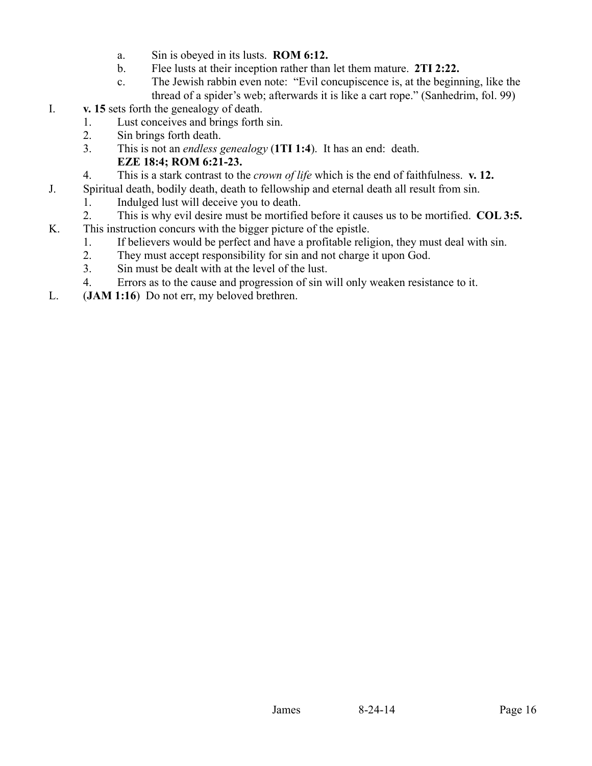a. Sin is obeyed in its lusts. **ROM 6:12.**
b. Flee lusts at their inception rather than let them mature. **2TI 2:22.**
c. The Jewish rabbin even note: "Evil concupiscence is, at the beginning, like the thread of a spider's web; afterwards it is like a cart rope." (Sanhedrim, fol. 99)

I. **v. 15** sets forth the genealogy of death.
1. Lust conceives and brings forth sin.
2. Sin brings forth death.
3. This is not an *endless genealogy* (**1TI 1:4**). It has an end: death. **EZE 18:4; ROM 6:21-23.**
4. This is a stark contrast to the *crown of life* which is the end of faithfulness. **v. 12.**

J. Spiritual death, bodily death, death to fellowship and eternal death all result from sin.
1. Indulged lust will deceive you to death.
2. This is why evil desire must be mortified before it causes us to be mortified. **COL 3:5.**

K. This instruction concurs with the bigger picture of the epistle.
1. If believers would be perfect and have a profitable religion, they must deal with sin.
2. They must accept responsibility for sin and not charge it upon God.
3. Sin must be dealt with at the level of the lust.
4. Errors as to the cause and progression of sin will only weaken resistance to it.

L. (**JAM 1:16**) Do not err, my beloved brethren.